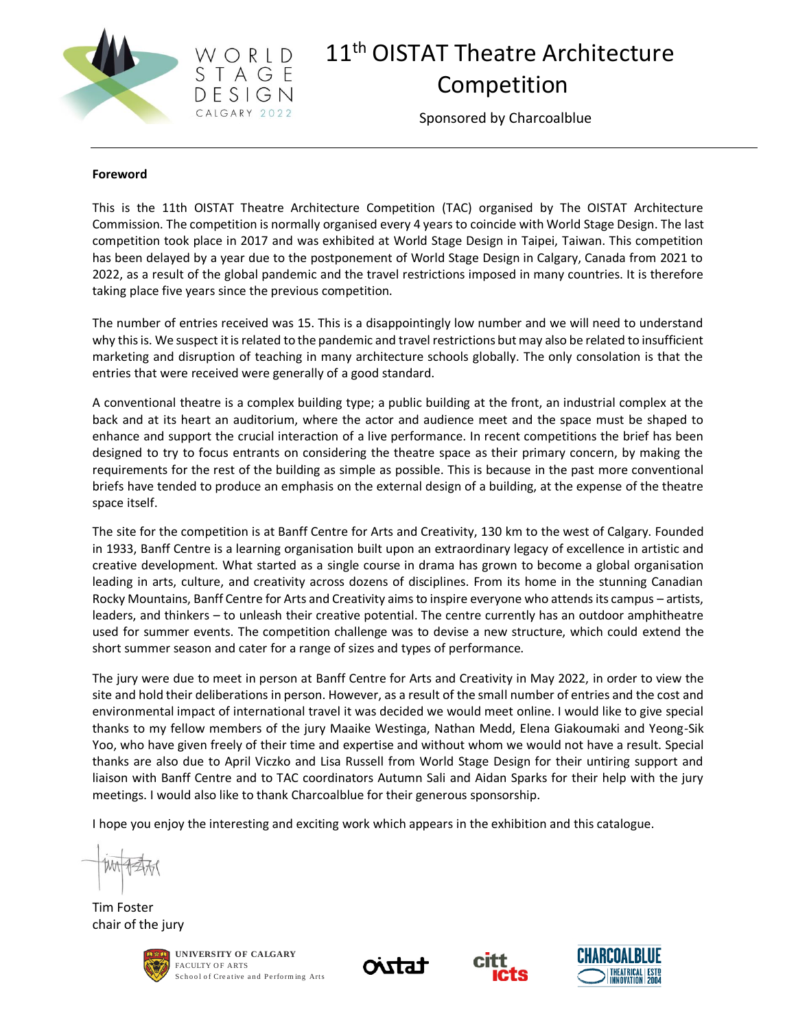# 11th OISTAT Theatre Architecture Competition

Sponsored by Charcoalblue

**Foreword**

This is the 11th OISTAT Theatre Architecture Competition (TAC) organised by The OISTAT Architecture Commission. The competition is normally organised every 4 years to coincide with World Stage Design. The last competition took place in 2017 and was exhibited at World Stage Design in Taipei, Taiwan. This competition has been delayed by a year due to the postponement of World Stage Design in Calgary, Canada from 2021 to 2022, as a result of the global pandemic and the travel restrictions imposed in many countries. It is therefore taking place five years since the previous competition.

The number of entries received was 15. This is a disappointingly low number and we will need to understand why this is. We suspect it is related to the pandemic and travel restrictions but may also be related to insufficient marketing and disruption of teaching in many architecture schools globally. The only consolation is that the entries that were received were generally of a good standard.

A conventional theatre is a complex building type; a public building at the front, an industrial complex at the back and at its heart an auditorium, where the actor and audience meet and the space must be shaped to enhance and support the crucial interaction of a live performance. In recent competitions the brief has been designed to try to focus entrants on considering the theatre space as their primary concern, by making the requirements for the rest of the building as simple as possible. This is because in the past more conventional briefs have tended to produce an emphasis on the external design of a building, at the expense of the theatre space itself.

The site for the competition is at Banff Centre for Arts and Creativity, 130 km to the west of Calgary. Founded in 1933, Banff Centre is a learning organisation built upon an extraordinary legacy of excellence in artistic and creative development. What started as a single course in drama has grown to become a global organisation leading in arts, culture, and creativity across dozens of disciplines. From its home in the stunning Canadian Rocky Mountains, Banff Centre for Arts and Creativity aims to inspire everyone who attends its campus – artists, leaders, and thinkers – to unleash their creative potential. The centre currently has an outdoor amphitheatre used for summer events. The competition challenge was to devise a new structure, which could extend the short summer season and cater for a range of sizes and types of performance.

The jury were due to meet in person at Banff Centre for Arts and Creativity in May 2022, in order to view the site and hold their deliberations in person. However, as a result of the small number of entries and the cost and environmental impact of international travel it was decided we would meet online. I would like to give special thanks to my fellow members of the jury Maaike Westinga, Nathan Medd, Elena Giakoumaki and Yeong-Sik Yoo, who have given freely of their time and expertise and without whom we would not have a result. Special thanks are also due to April Viczko and Lisa Russell from World Stage Design for their untiring support and liaison with Banff Centre and to TAC coordinators Autumn Sali and Aidan Sparks for their help with the jury meetings. I would also like to thank Charcoalblue for their generous sponsorship.

I hope you enjoy the interesting and exciting work which appears in the exhibition and this catalogue.

Tim Foster
chair of the jury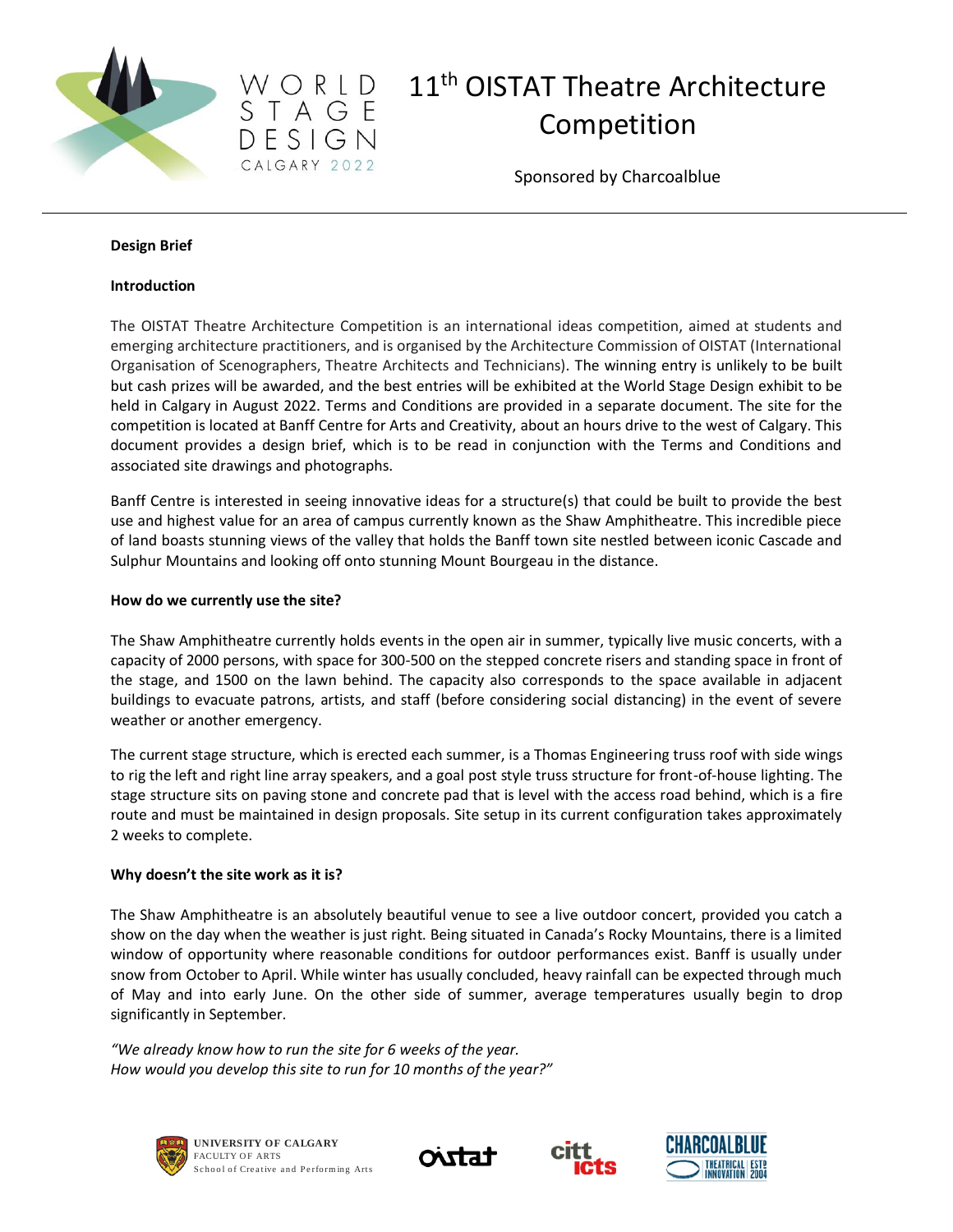# 11th OISTAT Theatre Architecture Competition

Sponsored by Charcoalblue

**Design Brief**

**Introduction**

The OISTAT Theatre Architecture Competition is an international ideas competition, aimed at students and emerging architecture practitioners, and is organised by the Architecture Commission of OISTAT (International Organisation of Scenographers, Theatre Architects and Technicians). The winning entry is unlikely to be built but cash prizes will be awarded, and the best entries will be exhibited at the World Stage Design exhibit to be held in Calgary in August 2022. Terms and Conditions are provided in a separate document. The site for the competition is located at Banff Centre for Arts and Creativity, about an hours drive to the west of Calgary. This document provides a design brief, which is to be read in conjunction with the Terms and Conditions and associated site drawings and photographs.

Banff Centre is interested in seeing innovative ideas for a structure(s) that could be built to provide the best use and highest value for an area of campus currently known as the Shaw Amphitheatre. This incredible piece of land boasts stunning views of the valley that holds the Banff town site nestled between iconic Cascade and Sulphur Mountains and looking off onto stunning Mount Bourgeau in the distance.

**How do we currently use the site?**

The Shaw Amphitheatre currently holds events in the open air in summer, typically live music concerts, with a capacity of 2000 persons, with space for 300-500 on the stepped concrete risers and standing space in front of the stage, and 1500 on the lawn behind. The capacity also corresponds to the space available in adjacent buildings to evacuate patrons, artists, and staff (before considering social distancing) in the event of severe weather or another emergency.

The current stage structure, which is erected each summer, is a Thomas Engineering truss roof with side wings to rig the left and right line array speakers, and a goal post style truss structure for front-of-house lighting. The stage structure sits on paving stone and concrete pad that is level with the access road behind, which is a fire route and must be maintained in design proposals. Site setup in its current configuration takes approximately 2 weeks to complete.

**Why doesn't the site work as it is?**

The Shaw Amphitheatre is an absolutely beautiful venue to see a live outdoor concert, provided you catch a show on the day when the weather is just right. Being situated in Canada's Rocky Mountains, there is a limited window of opportunity where reasonable conditions for outdoor performances exist. Banff is usually under snow from October to April. While winter has usually concluded, heavy rainfall can be expected through much of May and into early June. On the other side of summer, average temperatures usually begin to drop significantly in September.

*"We already know how to run the site for 6 weeks of the year.*
*How would you develop this site to run for 10 months of the year?"*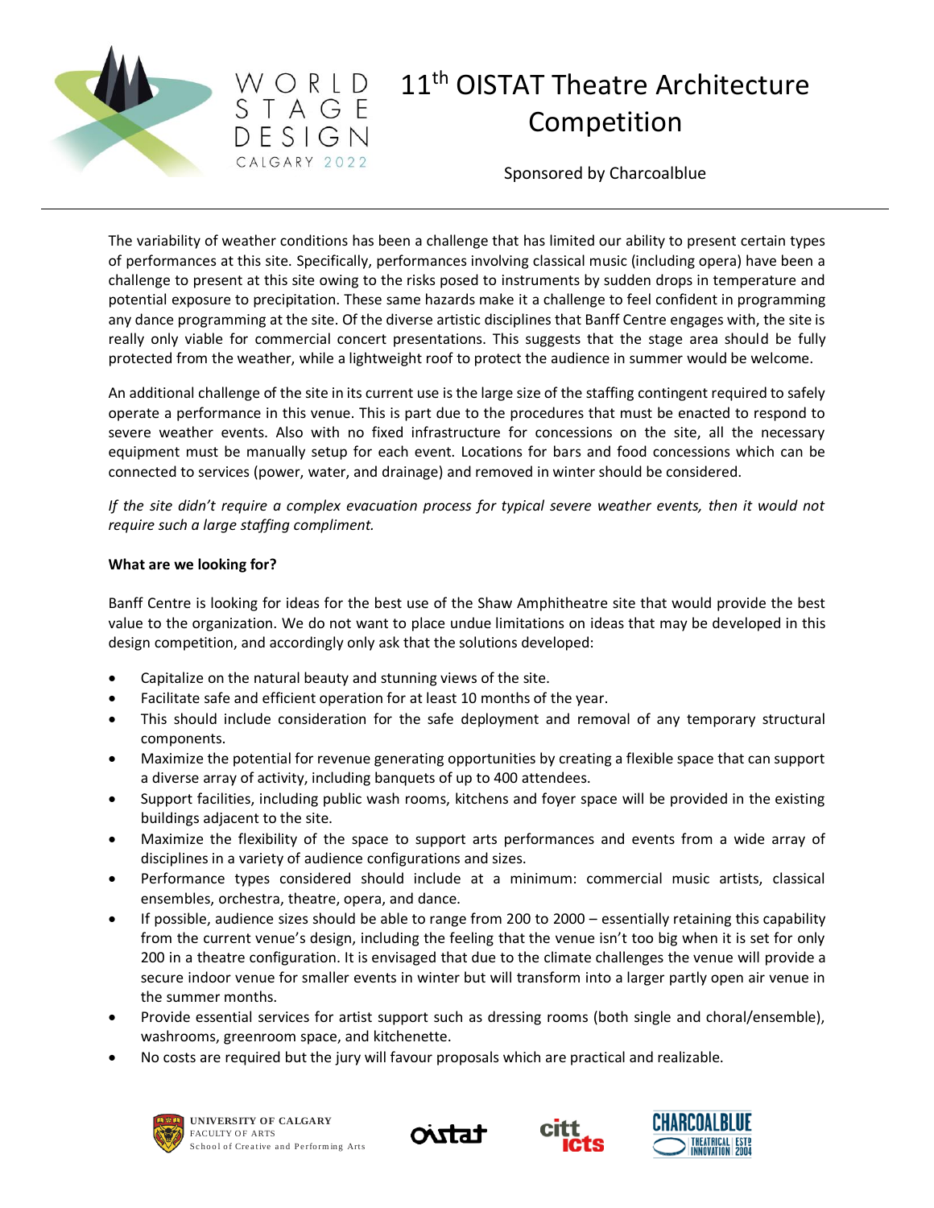The variability of weather conditions has been a challenge that has limited our ability to present certain types of performances at this site. Specifically, performances involving classical music (including opera) have been a challenge to present at this site owing to the risks posed to instruments by sudden drops in temperature and potential exposure to precipitation. These same hazards make it a challenge to feel confident in programming any dance programming at the site. Of the diverse artistic disciplines that Banff Centre engages with, the site is really only viable for commercial concert presentations. This suggests that the stage area should be fully protected from the weather, while a lightweight roof to protect the audience in summer would be welcome.

An additional challenge of the site in its current use is the large size of the staffing contingent required to safely operate a performance in this venue. This is part due to the procedures that must be enacted to respond to severe weather events. Also with no fixed infrastructure for concessions on the site, all the necessary equipment must be manually setup for each event. Locations for bars and food concessions which can be connected to services (power, water, and drainage) and removed in winter should be considered.

*If the site didn't require a complex evacuation process for typical severe weather events, then it would not require such a large staffing compliment.*

**What are we looking for?**

Banff Centre is looking for ideas for the best use of the Shaw Amphitheatre site that would provide the best value to the organization. We do not want to place undue limitations on ideas that may be developed in this design competition, and accordingly only ask that the solutions developed:

- Capitalize on the natural beauty and stunning views of the site.
- Facilitate safe and efficient operation for at least 10 months of the year.
- This should include consideration for the safe deployment and removal of any temporary structural components.
- Maximize the potential for revenue generating opportunities by creating a flexible space that can support a diverse array of activity, including banquets of up to 400 attendees.
- Support facilities, including public wash rooms, kitchens and foyer space will be provided in the existing buildings adjacent to the site.
- Maximize the flexibility of the space to support arts performances and events from a wide array of disciplines in a variety of audience configurations and sizes.
- Performance types considered should include at a minimum: commercial music artists, classical ensembles, orchestra, theatre, opera, and dance.
- If possible, audience sizes should be able to range from 200 to 2000 – essentially retaining this capability from the current venue's design, including the feeling that the venue isn't too big when it is set for only 200 in a theatre configuration. It is envisaged that due to the climate challenges the venue will provide a secure indoor venue for smaller events in winter but will transform into a larger partly open air venue in the summer months.
- Provide essential services for artist support such as dressing rooms (both single and choral/ensemble), washrooms, greenroom space, and kitchenette.
- No costs are required but the jury will favour proposals which are practical and realizable.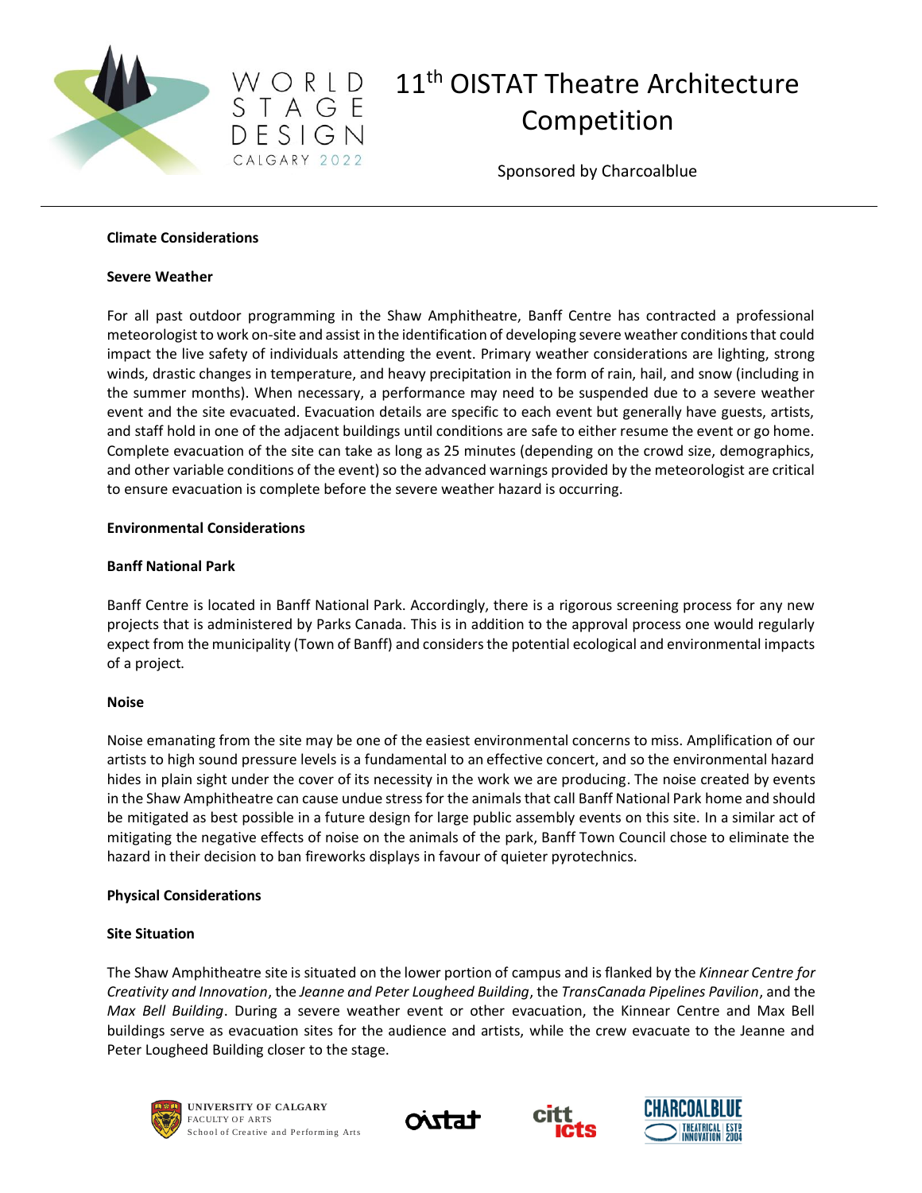**Climate Considerations**

**Severe Weather**

For all past outdoor programming in the Shaw Amphitheatre, Banff Centre has contracted a professional meteorologist to work on-site and assist in the identification of developing severe weather conditions that could impact the live safety of individuals attending the event. Primary weather considerations are lighting, strong winds, drastic changes in temperature, and heavy precipitation in the form of rain, hail, and snow (including in the summer months). When necessary, a performance may need to be suspended due to a severe weather event and the site evacuated. Evacuation details are specific to each event but generally have guests, artists, and staff hold in one of the adjacent buildings until conditions are safe to either resume the event or go home. Complete evacuation of the site can take as long as 25 minutes (depending on the crowd size, demographics, and other variable conditions of the event) so the advanced warnings provided by the meteorologist are critical to ensure evacuation is complete before the severe weather hazard is occurring.

**Environmental Considerations**

**Banff National Park**

Banff Centre is located in Banff National Park. Accordingly, there is a rigorous screening process for any new projects that is administered by Parks Canada. This is in addition to the approval process one would regularly expect from the municipality (Town of Banff) and considers the potential ecological and environmental impacts of a project.

**Noise**

Noise emanating from the site may be one of the easiest environmental concerns to miss. Amplification of our artists to high sound pressure levels is a fundamental to an effective concert, and so the environmental hazard hides in plain sight under the cover of its necessity in the work we are producing. The noise created by events in the Shaw Amphitheatre can cause undue stress for the animals that call Banff National Park home and should be mitigated as best possible in a future design for large public assembly events on this site. In a similar act of mitigating the negative effects of noise on the animals of the park, Banff Town Council chose to eliminate the hazard in their decision to ban fireworks displays in favour of quieter pyrotechnics.

**Physical Considerations**

**Site Situation**

The Shaw Amphitheatre site is situated on the lower portion of campus and is flanked by the *Kinnear Centre for Creativity and Innovation*, the *Jeanne and Peter Lougheed Building*, the *TransCanada Pipelines Pavilion*, and the *Max Bell Building*. During a severe weather event or other evacuation, the Kinnear Centre and Max Bell buildings serve as evacuation sites for the audience and artists, while the crew evacuate to the Jeanne and Peter Lougheed Building closer to the stage.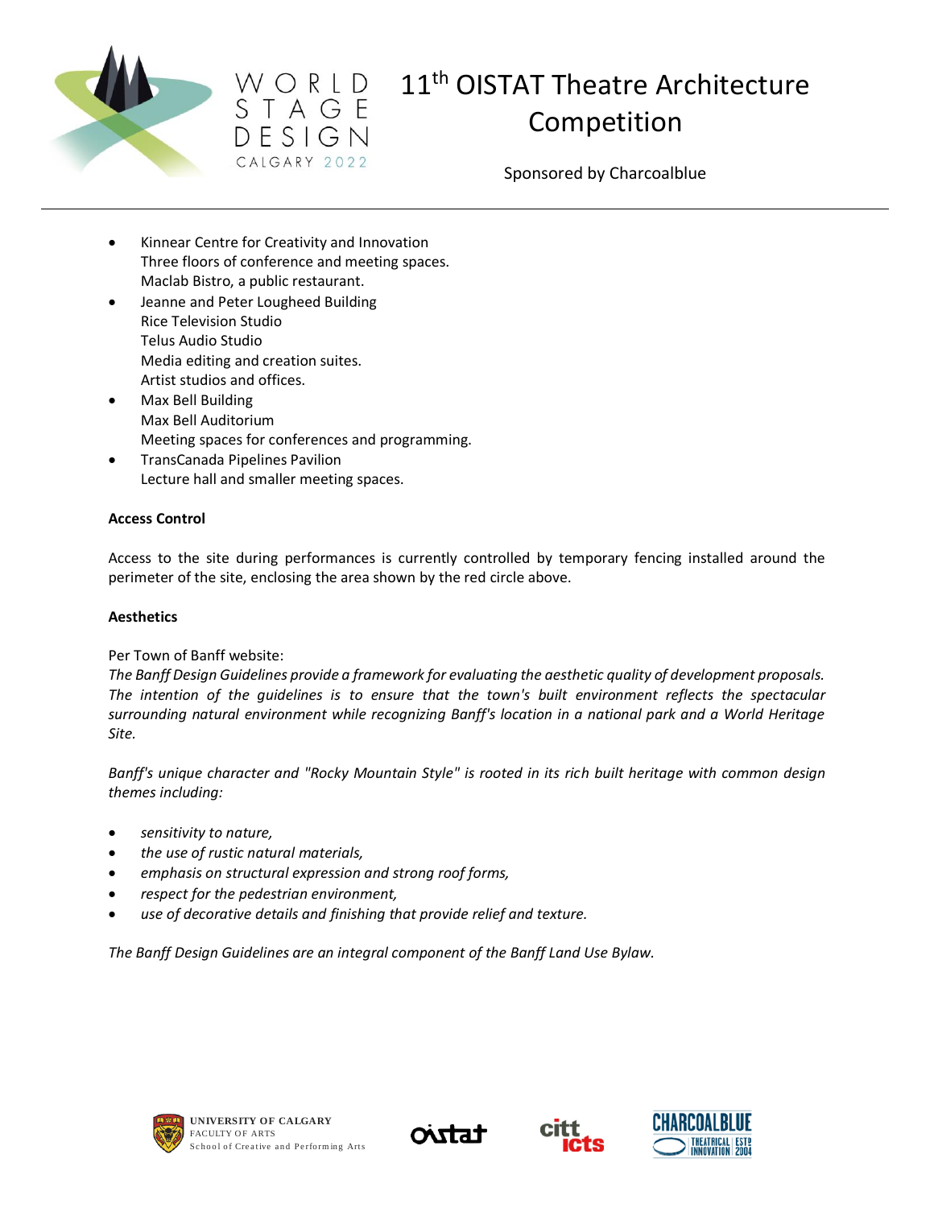- Kinnear Centre for Creativity and Innovation
  Three floors of conference and meeting spaces.
  Maclab Bistro, a public restaurant.
- Jeanne and Peter Lougheed Building
  Rice Television Studio
  Telus Audio Studio
  Media editing and creation suites.
  Artist studios and offices.
- Max Bell Building
  Max Bell Auditorium
  Meeting spaces for conferences and programming.
- TransCanada Pipelines Pavilion
  Lecture hall and smaller meeting spaces.

**Access Control**

Access to the site during performances is currently controlled by temporary fencing installed around the perimeter of the site, enclosing the area shown by the red circle above.

**Aesthetics**

Per Town of Banff website:
*The Banff Design Guidelines provide a framework for evaluating the aesthetic quality of development proposals. The intention of the guidelines is to ensure that the town's built environment reflects the spectacular surrounding natural environment while recognizing Banff's location in a national park and a World Heritage Site.*

*Banff's unique character and "Rocky Mountain Style" is rooted in its rich built heritage with common design themes including:*

- *sensitivity to nature,*
- *the use of rustic natural materials,*
- *emphasis on structural expression and strong roof forms,*
- *respect for the pedestrian environment,*
- *use of decorative details and finishing that provide relief and texture.*

*The Banff Design Guidelines are an integral component of the Banff Land Use Bylaw.*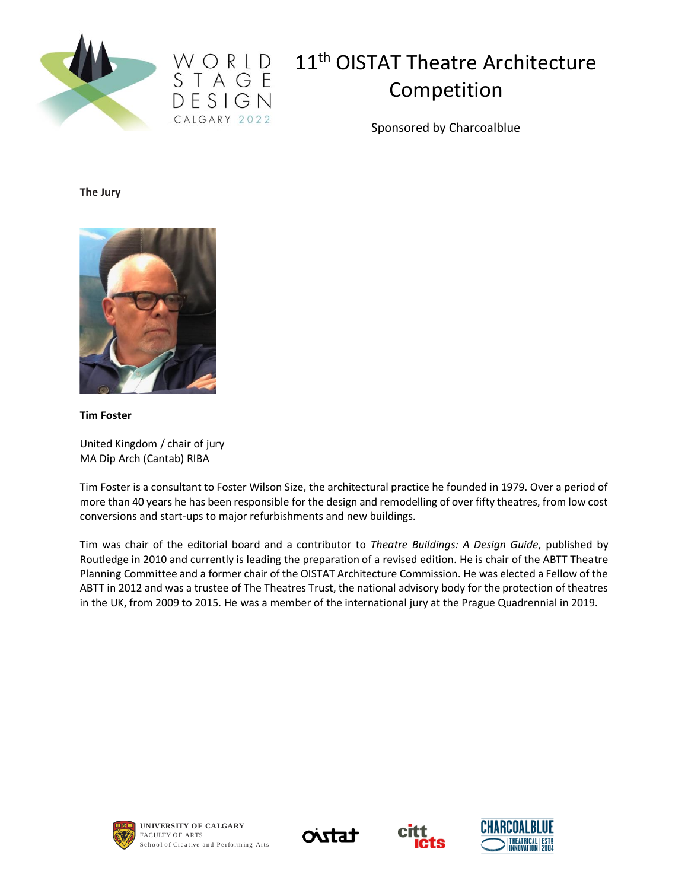**The Jury**

**Tim Foster**

United Kingdom / chair of jury
MA Dip Arch (Cantab) RIBA

Tim Foster is a consultant to Foster Wilson Size, the architectural practice he founded in 1979. Over a period of more than 40 years he has been responsible for the design and remodelling of over fifty theatres, from low cost conversions and start-ups to major refurbishments and new buildings.

Tim was chair of the editorial board and a contributor to *Theatre Buildings: A Design Guide*, published by Routledge in 2010 and currently is leading the preparation of a revised edition. He is chair of the ABTT Theatre Planning Committee and a former chair of the OISTAT Architecture Commission. He was elected a Fellow of the ABTT in 2012 and was a trustee of The Theatres Trust, the national advisory body for the protection of theatres in the UK, from 2009 to 2015. He was a member of the international jury at the Prague Quadrennial in 2019.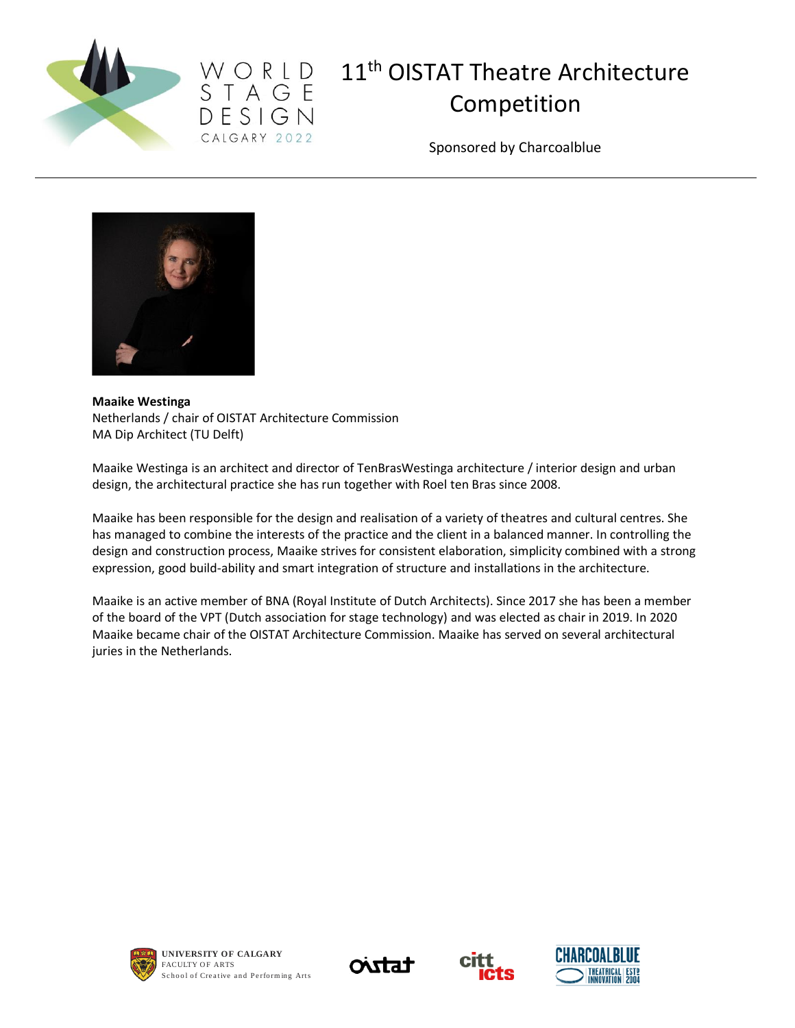# 11th OISTAT Theatre Architecture Competition

Sponsored by Charcoalblue

**Maaike Westinga**
Netherlands / chair of OISTAT Architecture Commission
MA Dip Architect (TU Delft)

Maaike Westinga is an architect and director of TenBrasWestinga architecture / interior design and urban design, the architectural practice she has run together with Roel ten Bras since 2008.

Maaike has been responsible for the design and realisation of a variety of theatres and cultural centres. She has managed to combine the interests of the practice and the client in a balanced manner. In controlling the design and construction process, Maaike strives for consistent elaboration, simplicity combined with a strong expression, good build-ability and smart integration of structure and installations in the architecture.

Maaike is an active member of BNA (Royal Institute of Dutch Architects). Since 2017 she has been a member of the board of the VPT (Dutch association for stage technology) and was elected as chair in 2019. In 2020 Maaike became chair of the OISTAT Architecture Commission. Maaike has served on several architectural juries in the Netherlands.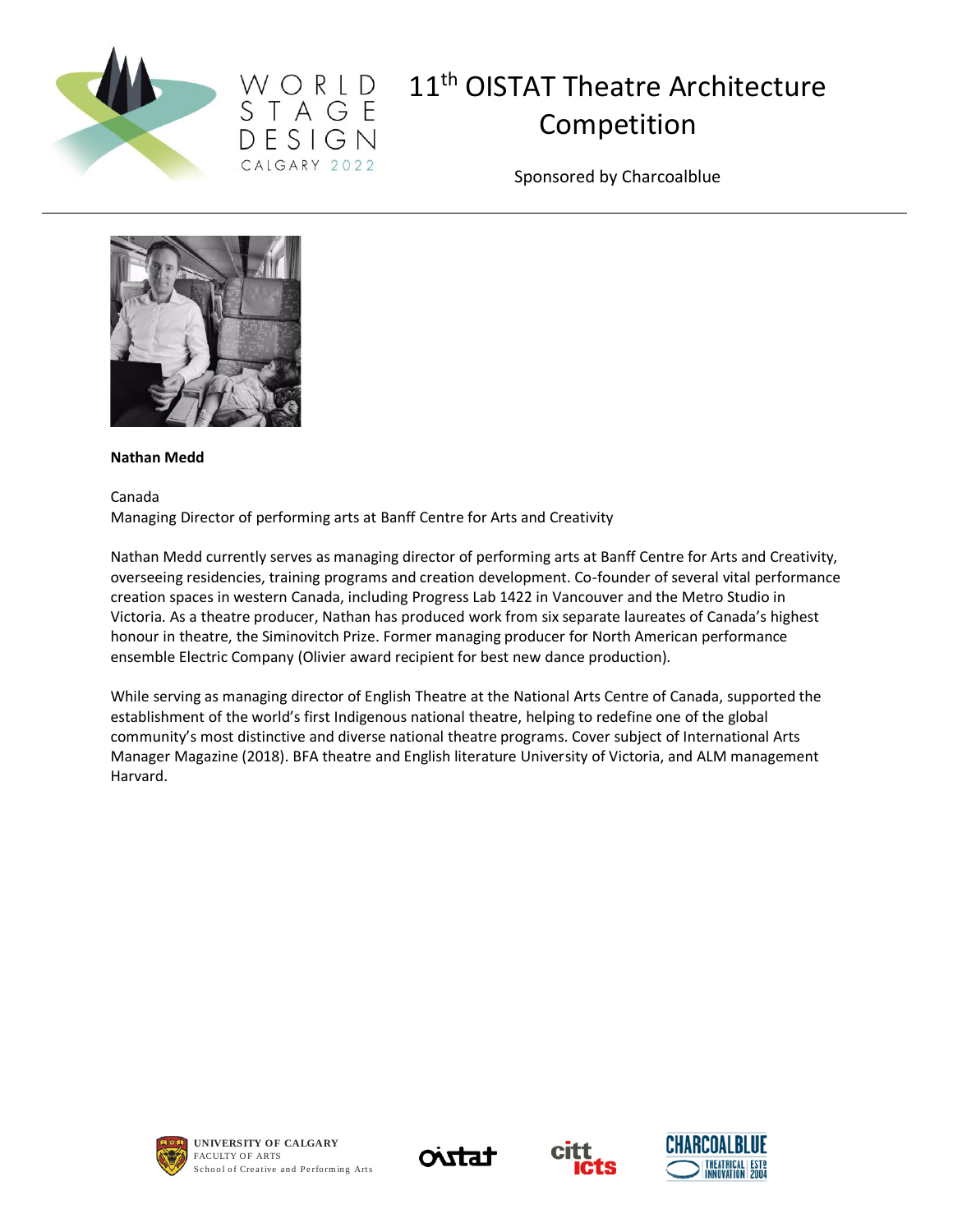**Nathan Medd**

Canada
Managing Director of performing arts at Banff Centre for Arts and Creativity

Nathan Medd currently serves as managing director of performing arts at Banff Centre for Arts and Creativity, overseeing residencies, training programs and creation development. Co-founder of several vital performance creation spaces in western Canada, including Progress Lab 1422 in Vancouver and the Metro Studio in Victoria. As a theatre producer, Nathan has produced work from six separate laureates of Canada's highest honour in theatre, the Siminovitch Prize. Former managing producer for North American performance ensemble Electric Company (Olivier award recipient for best new dance production).

While serving as managing director of English Theatre at the National Arts Centre of Canada, supported the establishment of the world's first Indigenous national theatre, helping to redefine one of the global community's most distinctive and diverse national theatre programs. Cover subject of International Arts Manager Magazine (2018). BFA theatre and English literature University of Victoria, and ALM management Harvard.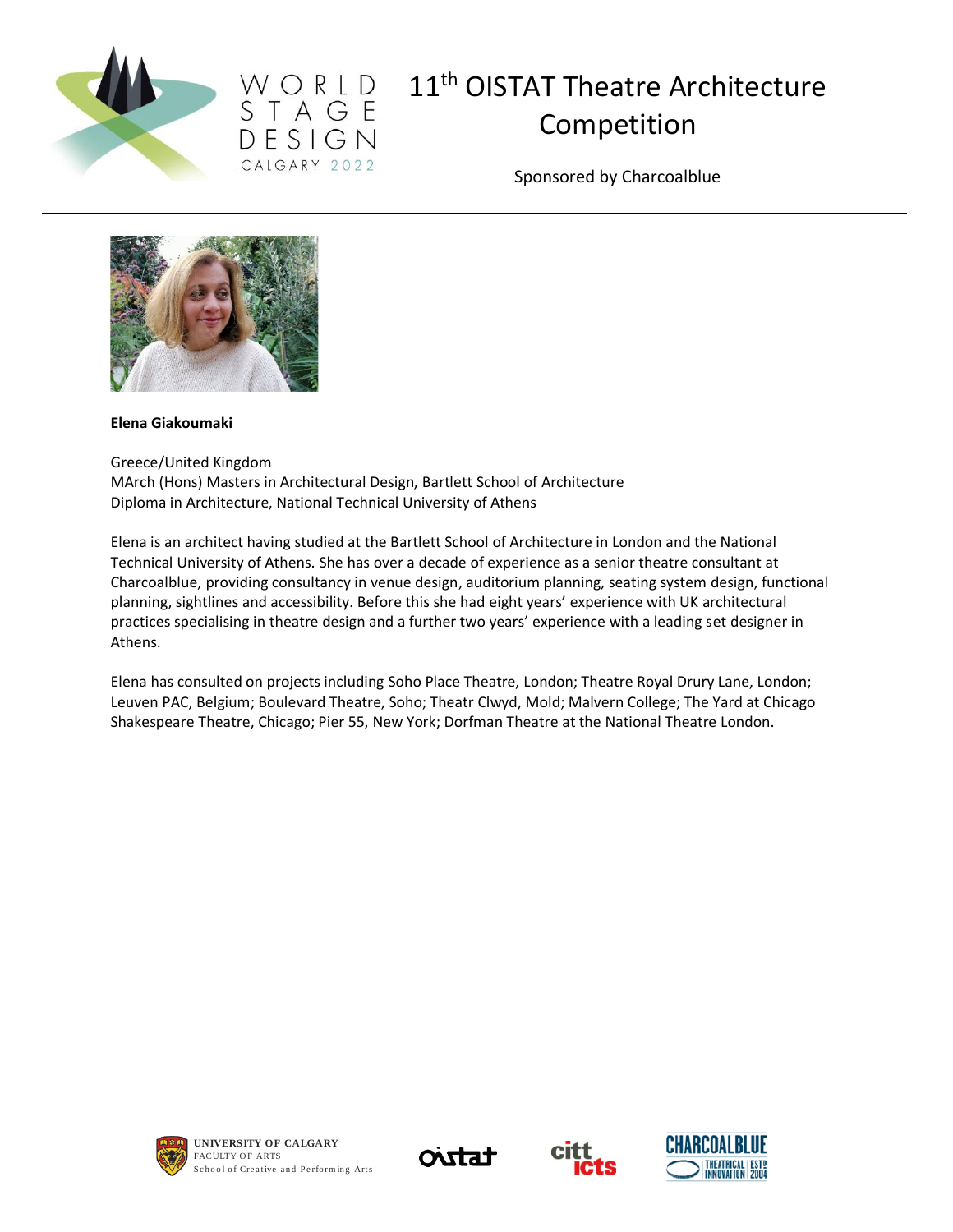# 11th OISTAT Theatre Architecture Competition

Sponsored by Charcoalblue

**Elena Giakoumaki**

Greece/United Kingdom
MArch (Hons) Masters in Architectural Design, Bartlett School of Architecture
Diploma in Architecture, National Technical University of Athens

Elena is an architect having studied at the Bartlett School of Architecture in London and the National Technical University of Athens. She has over a decade of experience as a senior theatre consultant at Charcoalblue, providing consultancy in venue design, auditorium planning, seating system design, functional planning, sightlines and accessibility. Before this she had eight years' experience with UK architectural practices specialising in theatre design and a further two years' experience with a leading set designer in Athens.

Elena has consulted on projects including Soho Place Theatre, London; Theatre Royal Drury Lane, London; Leuven PAC, Belgium; Boulevard Theatre, Soho; Theatr Clwyd, Mold; Malvern College; The Yard at Chicago Shakespeare Theatre, Chicago; Pier 55, New York; Dorfman Theatre at the National Theatre London.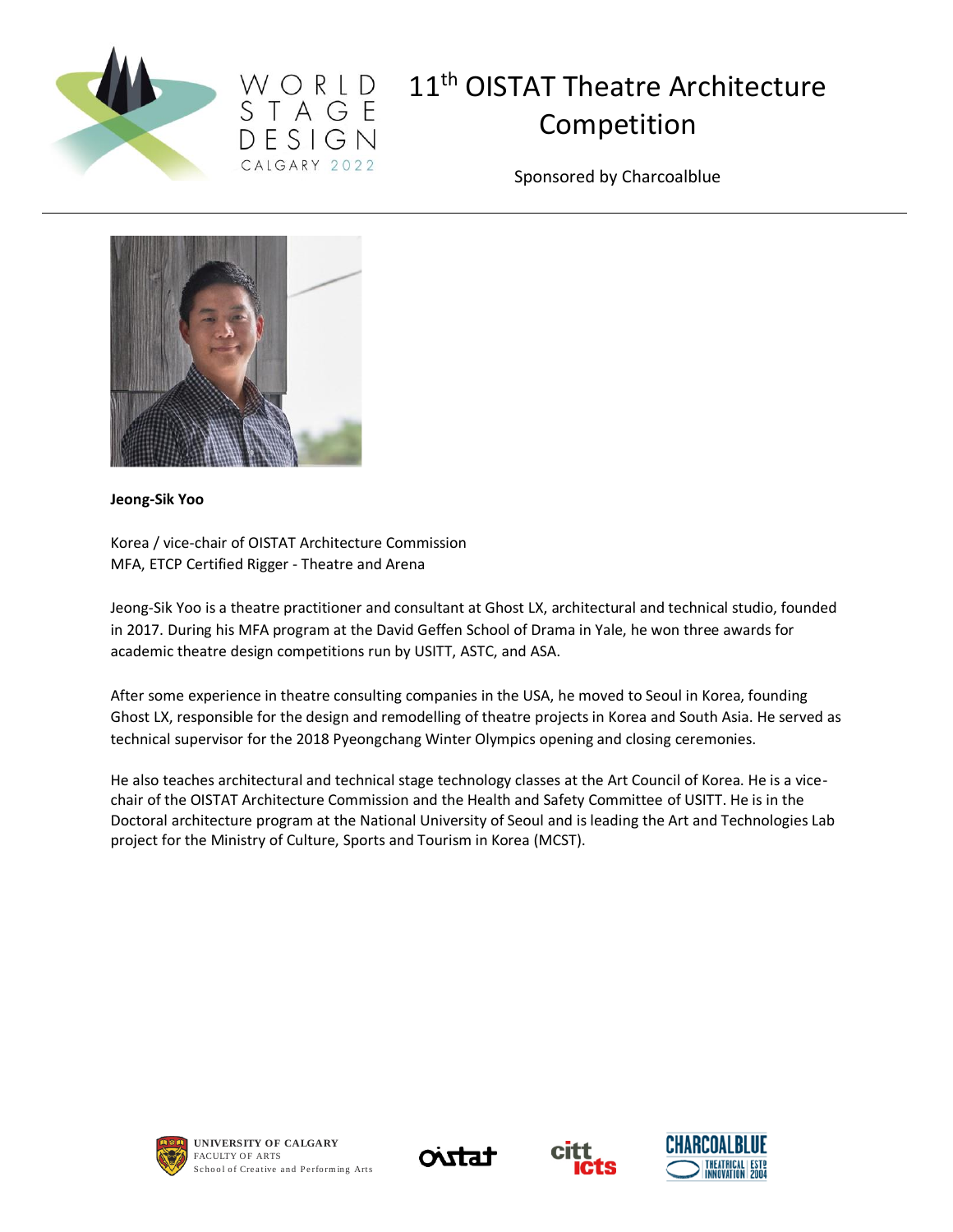# 11th OISTAT Theatre Architecture Competition

Sponsored by Charcoalblue

**Jeong-Sik Yoo**

Korea / vice-chair of OISTAT Architecture Commission
MFA, ETCP Certified Rigger - Theatre and Arena

Jeong-Sik Yoo is a theatre practitioner and consultant at Ghost LX, architectural and technical studio, founded in 2017. During his MFA program at the David Geffen School of Drama in Yale, he won three awards for academic theatre design competitions run by USITT, ASTC, and ASA.

After some experience in theatre consulting companies in the USA, he moved to Seoul in Korea, founding Ghost LX, responsible for the design and remodelling of theatre projects in Korea and South Asia. He served as technical supervisor for the 2018 Pyeongchang Winter Olympics opening and closing ceremonies.

He also teaches architectural and technical stage technology classes at the Art Council of Korea. He is a vice-chair of the OISTAT Architecture Commission and the Health and Safety Committee of USITT. He is in the Doctoral architecture program at the National University of Seoul and is leading the Art and Technologies Lab project for the Ministry of Culture, Sports and Tourism in Korea (MCST).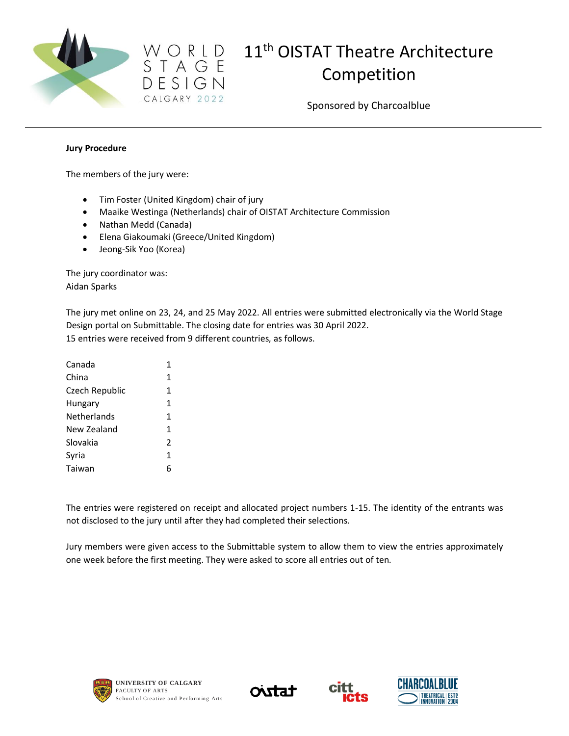# 11th OISTAT Theatre Architecture Competition

Sponsored by Charcoalblue

**Jury Procedure**

The members of the jury were:

- Tim Foster (United Kingdom) chair of jury
- Maaike Westinga (Netherlands) chair of OISTAT Architecture Commission
- Nathan Medd (Canada)
- Elena Giakoumaki (Greece/United Kingdom)
- Jeong-Sik Yoo (Korea)

The jury coordinator was:
Aidan Sparks

The jury met online on 23, 24, and 25 May 2022. All entries were submitted electronically via the World Stage Design portal on Submittable. The closing date for entries was 30 April 2022.
15 entries were received from 9 different countries, as follows.

| | |
|---|---|
| Canada | 1 |
| China | 1 |
| Czech Republic | 1 |
| Hungary | 1 |
| Netherlands | 1 |
| New Zealand | 1 |
| Slovakia | 2 |
| Syria | 1 |
| Taiwan | 6 |

The entries were registered on receipt and allocated project numbers 1-15. The identity of the entrants was not disclosed to the jury until after they had completed their selections.

Jury members were given access to the Submittable system to allow them to view the entries approximately one week before the first meeting. They were asked to score all entries out of ten.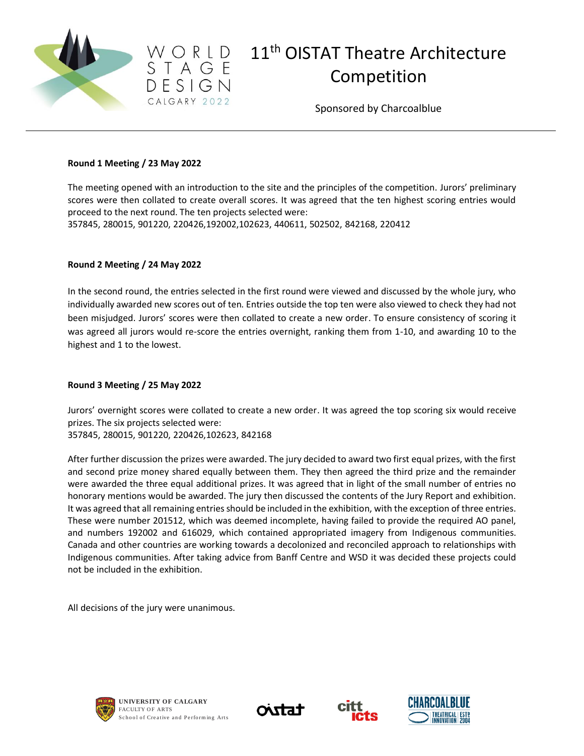# 11th OISTAT Theatre Architecture Competition

Sponsored by Charcoalblue

**Round 1 Meeting / 23 May 2022**

The meeting opened with an introduction to the site and the principles of the competition. Jurors' preliminary scores were then collated to create overall scores. It was agreed that the ten highest scoring entries would proceed to the next round. The ten projects selected were:
357845, 280015, 901220, 220426,192002,102623, 440611, 502502, 842168, 220412

**Round 2 Meeting / 24 May 2022**

In the second round, the entries selected in the first round were viewed and discussed by the whole jury, who individually awarded new scores out of ten. Entries outside the top ten were also viewed to check they had not been misjudged. Jurors' scores were then collated to create a new order. To ensure consistency of scoring it was agreed all jurors would re-score the entries overnight, ranking them from 1-10, and awarding 10 to the highest and 1 to the lowest.

**Round 3 Meeting / 25 May 2022**

Jurors' overnight scores were collated to create a new order. It was agreed the top scoring six would receive prizes. The six projects selected were:
357845, 280015, 901220, 220426,102623, 842168

After further discussion the prizes were awarded. The jury decided to award two first equal prizes, with the first and second prize money shared equally between them. They then agreed the third prize and the remainder were awarded the three equal additional prizes. It was agreed that in light of the small number of entries no honorary mentions would be awarded. The jury then discussed the contents of the Jury Report and exhibition. It was agreed that all remaining entries should be included in the exhibition, with the exception of three entries. These were number 201512, which was deemed incomplete, having failed to provide the required AO panel, and numbers 192002 and 616029, which contained appropriated imagery from Indigenous communities. Canada and other countries are working towards a decolonized and reconciled approach to relationships with Indigenous communities. After taking advice from Banff Centre and WSD it was decided these projects could not be included in the exhibition.

All decisions of the jury were unanimous.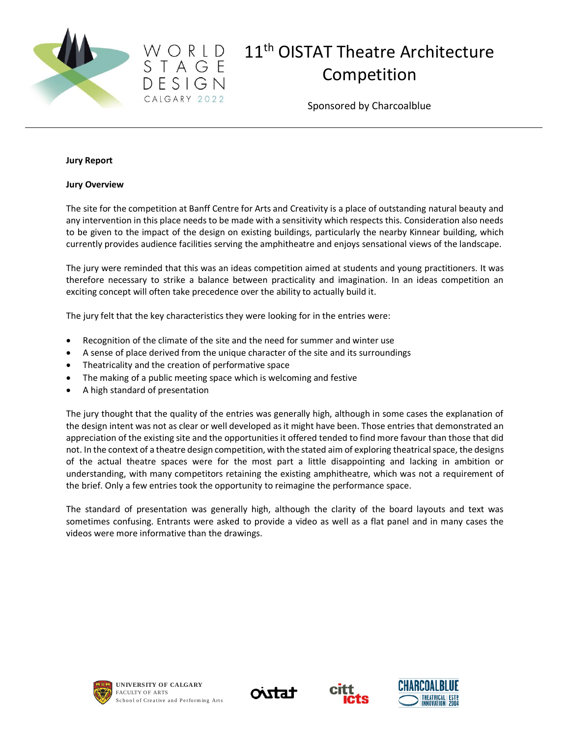# 11th OISTAT Theatre Architecture Competition

Sponsored by Charcoalblue

**Jury Report**

**Jury Overview**

The site for the competition at Banff Centre for Arts and Creativity is a place of outstanding natural beauty and any intervention in this place needs to be made with a sensitivity which respects this. Consideration also needs to be given to the impact of the design on existing buildings, particularly the nearby Kinnear building, which currently provides audience facilities serving the amphitheatre and enjoys sensational views of the landscape.

The jury were reminded that this was an ideas competition aimed at students and young practitioners. It was therefore necessary to strike a balance between practicality and imagination. In an ideas competition an exciting concept will often take precedence over the ability to actually build it.

The jury felt that the key characteristics they were looking for in the entries were:

- Recognition of the climate of the site and the need for summer and winter use
- A sense of place derived from the unique character of the site and its surroundings
- Theatricality and the creation of performative space
- The making of a public meeting space which is welcoming and festive
- A high standard of presentation

The jury thought that the quality of the entries was generally high, although in some cases the explanation of the design intent was not as clear or well developed as it might have been. Those entries that demonstrated an appreciation of the existing site and the opportunities it offered tended to find more favour than those that did not. In the context of a theatre design competition, with the stated aim of exploring theatrical space, the designs of the actual theatre spaces were for the most part a little disappointing and lacking in ambition or understanding, with many competitors retaining the existing amphitheatre, which was not a requirement of the brief. Only a few entries took the opportunity to reimagine the performance space.

The standard of presentation was generally high, although the clarity of the board layouts and text was sometimes confusing. Entrants were asked to provide a video as well as a flat panel and in many cases the videos were more informative than the drawings.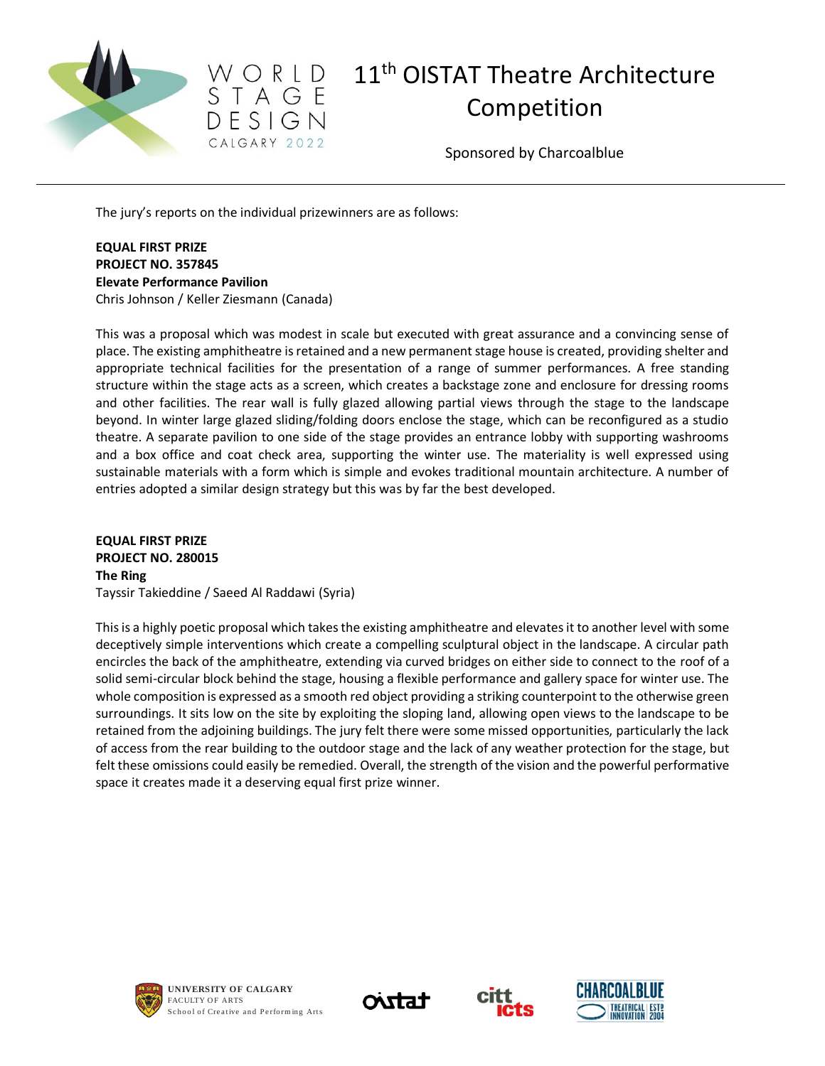The jury's reports on the individual prizewinners are as follows:

**EQUAL FIRST PRIZE**
**PROJECT NO. 357845**
**Elevate Performance Pavilion**
Chris Johnson / Keller Ziesmann (Canada)

This was a proposal which was modest in scale but executed with great assurance and a convincing sense of place. The existing amphitheatre is retained and a new permanent stage house is created, providing shelter and appropriate technical facilities for the presentation of a range of summer performances. A free standing structure within the stage acts as a screen, which creates a backstage zone and enclosure for dressing rooms and other facilities. The rear wall is fully glazed allowing partial views through the stage to the landscape beyond. In winter large glazed sliding/folding doors enclose the stage, which can be reconfigured as a studio theatre. A separate pavilion to one side of the stage provides an entrance lobby with supporting washrooms and a box office and coat check area, supporting the winter use. The materiality is well expressed using sustainable materials with a form which is simple and evokes traditional mountain architecture. A number of entries adopted a similar design strategy but this was by far the best developed.

**EQUAL FIRST PRIZE**
**PROJECT NO. 280015**
**The Ring**
Tayssir Takieddine / Saeed Al Raddawi (Syria)

This is a highly poetic proposal which takes the existing amphitheatre and elevates it to another level with some deceptively simple interventions which create a compelling sculptural object in the landscape. A circular path encircles the back of the amphitheatre, extending via curved bridges on either side to connect to the roof of a solid semi-circular block behind the stage, housing a flexible performance and gallery space for winter use. The whole composition is expressed as a smooth red object providing a striking counterpoint to the otherwise green surroundings. It sits low on the site by exploiting the sloping land, allowing open views to the landscape to be retained from the adjoining buildings. The jury felt there were some missed opportunities, particularly the lack of access from the rear building to the outdoor stage and the lack of any weather protection for the stage, but felt these omissions could easily be remedied. Overall, the strength of the vision and the powerful performative space it creates made it a deserving equal first prize winner.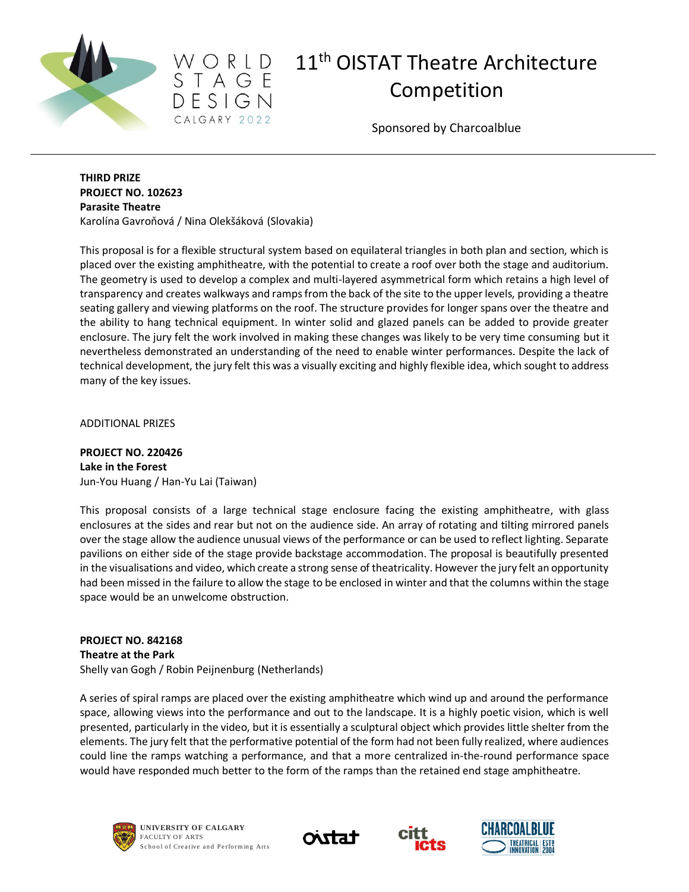**THIRD PRIZE**
**PROJECT NO. 102623**
**Parasite Theatre**
Karolína Gavroňová / Nina Olekšáková (Slovakia)

This proposal is for a flexible structural system based on equilateral triangles in both plan and section, which is placed over the existing amphitheatre, with the potential to create a roof over both the stage and auditorium. The geometry is used to develop a complex and multi-layered asymmetrical form which retains a high level of transparency and creates walkways and ramps from the back of the site to the upper levels, providing a theatre seating gallery and viewing platforms on the roof. The structure provides for longer spans over the theatre and the ability to hang technical equipment. In winter solid and glazed panels can be added to provide greater enclosure. The jury felt the work involved in making these changes was likely to be very time consuming but it nevertheless demonstrated an understanding of the need to enable winter performances. Despite the lack of technical development, the jury felt this was a visually exciting and highly flexible idea, which sought to address many of the key issues.

ADDITIONAL PRIZES

**PROJECT NO. 220426**
**Lake in the Forest**
Jun-You Huang / Han-Yu Lai (Taiwan)

This proposal consists of a large technical stage enclosure facing the existing amphitheatre, with glass enclosures at the sides and rear but not on the audience side. An array of rotating and tilting mirrored panels over the stage allow the audience unusual views of the performance or can be used to reflect lighting. Separate pavilions on either side of the stage provide backstage accommodation. The proposal is beautifully presented in the visualisations and video, which create a strong sense of theatricality. However the jury felt an opportunity had been missed in the failure to allow the stage to be enclosed in winter and that the columns within the stage space would be an unwelcome obstruction.

**PROJECT NO. 842168**
**Theatre at the Park**
Shelly van Gogh / Robin Peijnenburg (Netherlands)

A series of spiral ramps are placed over the existing amphitheatre which wind up and around the performance space, allowing views into the performance and out to the landscape. It is a highly poetic vision, which is well presented, particularly in the video, but it is essentially a sculptural object which provides little shelter from the elements. The jury felt that the performative potential of the form had not been fully realized, where audiences could line the ramps watching a performance, and that a more centralized in-the-round performance space would have responded much better to the form of the ramps than the retained end stage amphitheatre.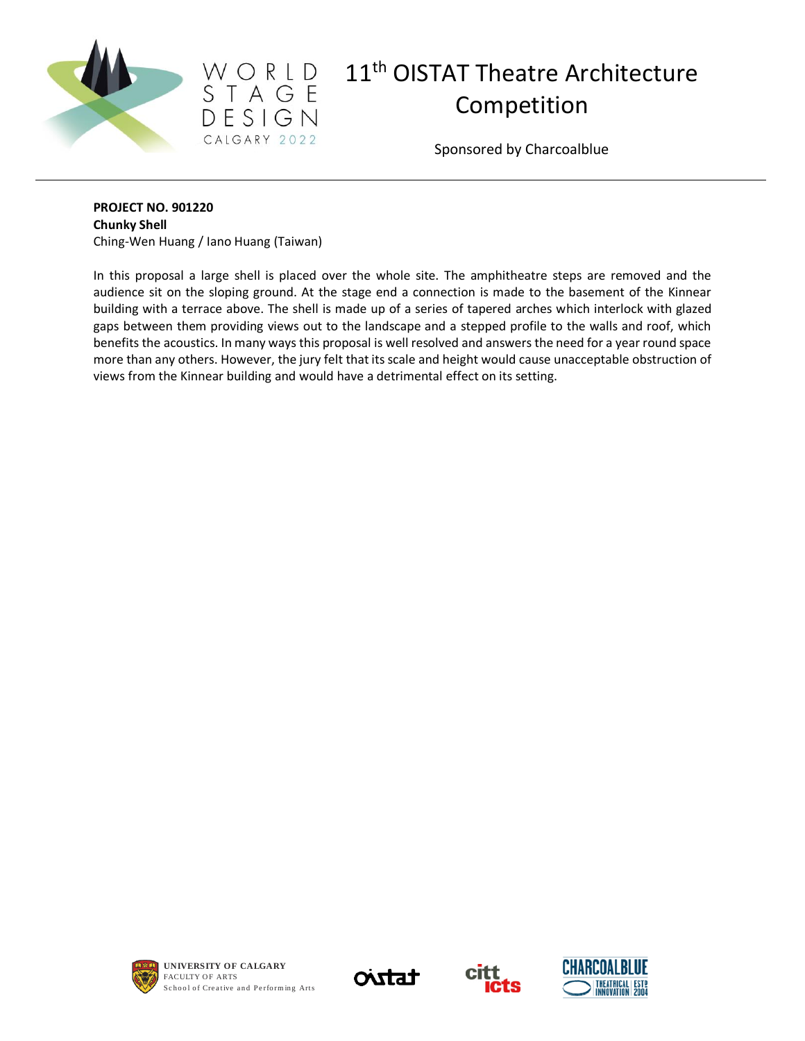# 11th OISTAT Theatre Architecture Competition

Sponsored by Charcoalblue

**PROJECT NO. 901220**
**Chunky Shell**
Ching-Wen Huang / Iano Huang (Taiwan)

In this proposal a large shell is placed over the whole site. The amphitheatre steps are removed and the audience sit on the sloping ground. At the stage end a connection is made to the basement of the Kinnear building with a terrace above. The shell is made up of a series of tapered arches which interlock with glazed gaps between them providing views out to the landscape and a stepped profile to the walls and roof, which benefits the acoustics. In many ways this proposal is well resolved and answers the need for a year round space more than any others. However, the jury felt that its scale and height would cause unacceptable obstruction of views from the Kinnear building and would have a detrimental effect on its setting.